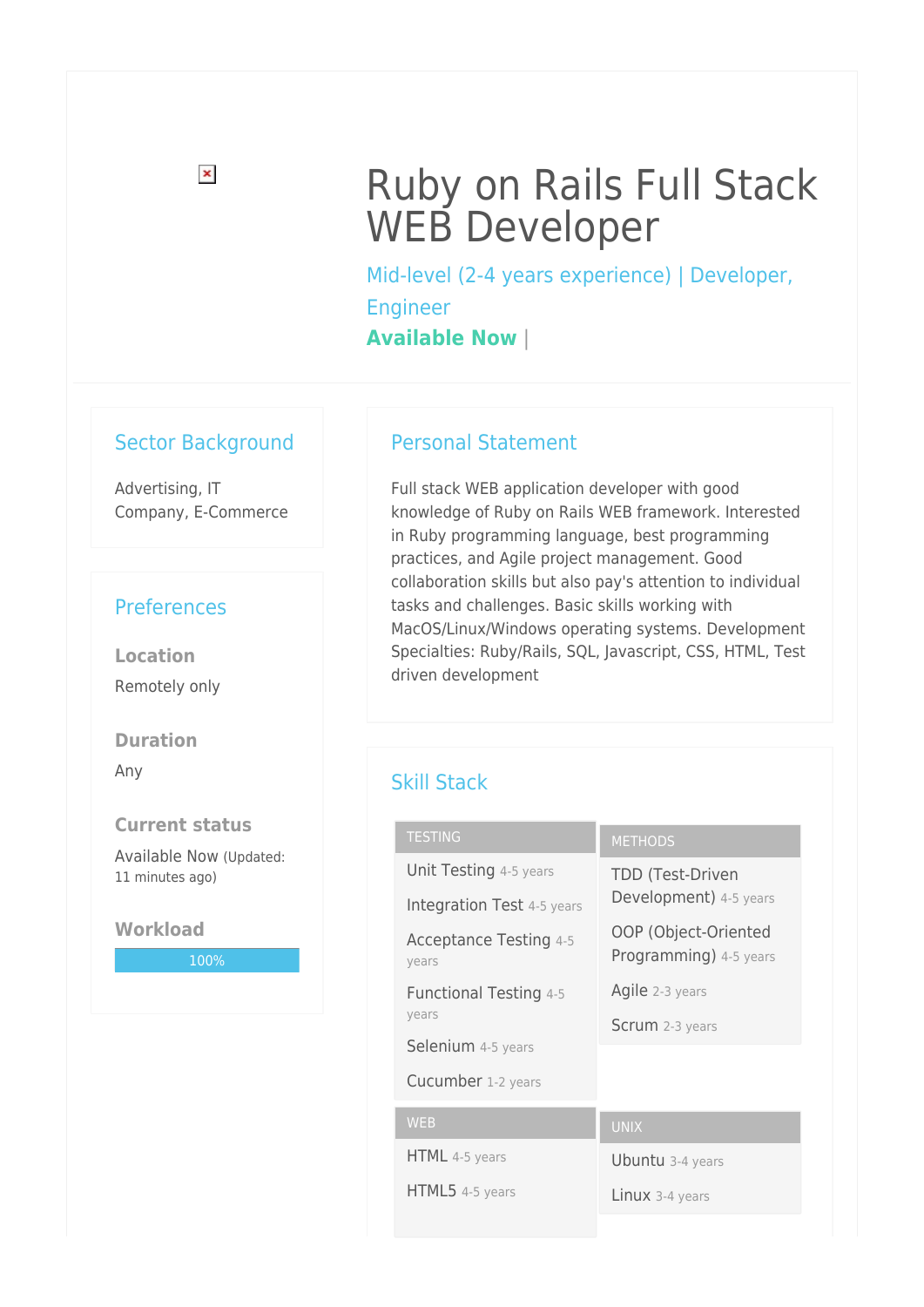# Ruby on Rails Full Stack WEB Developer

Mid-level (2-4 years experience) | Developer, Engineer

**Available Now** |

## Sector Background

Advertising, IT Company, E-Commerce

## Preferences

### Location

Remotely only

### Duration

Any

### Current status

Available Now (Updated: 11 minutes ago)

### Workload

100%

## Personal Statement

Full stack WEB application developer with good knowledge of Ruby on Rails WEB framework. Interested in Ruby programming language, best programming practices, and Agile project management. Good collaboration skills but also pay's attention to individual tasks and challenges. Basic skills working with MacOS/Linux/Windows operating systems. Development Specialties: Ruby/Rails, SQL, Javascript, CSS, HTML, Test driven development

## Skill Stack

### TESTING

- Unit Testing 4-5 years
- Integration Test 4-5 years
- Acceptance Testing 4-5 years
- Functional Testing 4-5 years
- Selenium 4-5 years
- Cucumber 1-2 years

### METHODS

- TDD (Test-Driven Development) 4-5 years
- OOP (Object-Oriented Programming) 4-5 years
- Agile 2-3 years
- Scrum 2-3 years

### WEB

- HTML 4-5 years
- HTML5 4-5 years

### UNIX

- Ubuntu 3-4 years
- Linux 3-4 years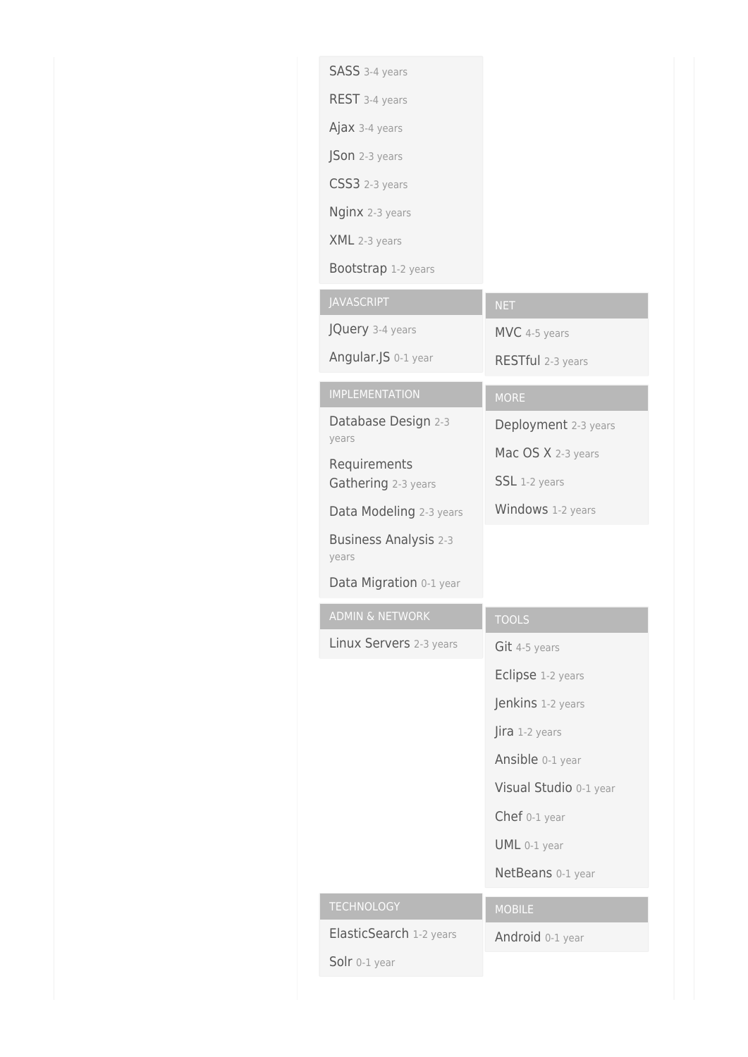SASS 3-4 years

REST 3-4 years

Ajax 3-4 years

JSon 2-3 years

CSS3 2-3 years

Nginx 2-3 years

XML 2-3 years

Bootstrap 1-2 years

## JAVASCRIPT

JQuery 3-4 years

Angular.JS 0-1 year

## NET

MVC 4-5 years

RESTful 2-3 years

## IMPLEMENTATION

Database Design 2-3 years

Requirements Gathering 2-3 years

Data Modeling 2-3 years

Business Analysis 2-3 years

Data Migration 0-1 year

## MORE

Deployment 2-3 years

Mac OS X 2-3 years

SSL 1-2 years

Windows 1-2 years

## ADMIN & NETWORK

Linux Servers 2-3 years

## TOOLS

Git 4-5 years

Eclipse 1-2 years

Jenkins 1-2 years

Jira 1-2 years

Ansible 0-1 year

Visual Studio 0-1 year

Chef 0-1 year

UML 0-1 year

NetBeans 0-1 year

## TECHNOLOGY

ElasticSearch 1-2 years

Solr 0-1 year

## MOBILE

Android 0-1 year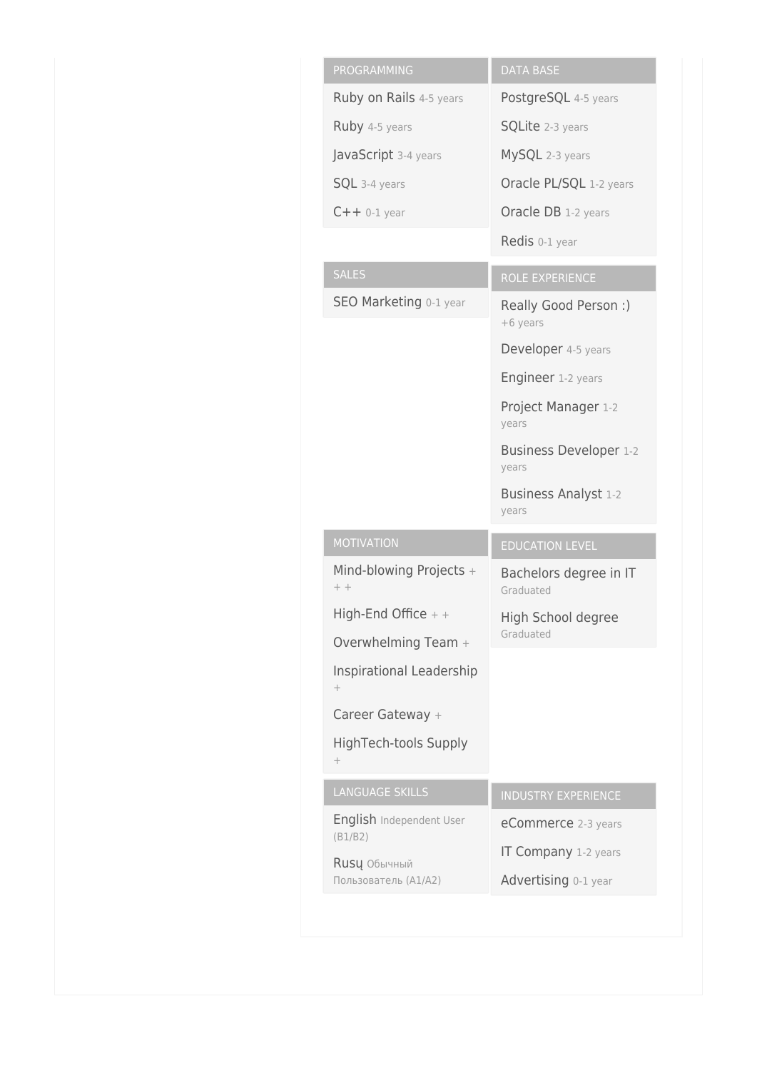## PROGRAMMING

- Ruby on Rails 4-5 years
- Ruby 4-5 years
- JavaScript 3-4 years
- SQL 3-4 years
- C++ 0-1 year

## DATA BASE

- PostgreSQL 4-5 years
- SQLite 2-3 years
- MySQL 2-3 years
- Oracle PL/SQL 1-2 years
- Oracle DB 1-2 years
- Redis 0-1 year

## SALES

- SEO Marketing 0-1 year

## ROLE EXPERIENCE

- Really Good Person :) +6 years
- Developer 4-5 years
- Engineer 1-2 years
- Project Manager 1-2 years
- Business Developer 1-2 years
- Business Analyst 1-2 years

## MOTIVATION

- Mind-blowing Projects + + +
- High-End Office + +
- Overwhelming Team +
- Inspirational Leadership +
- Career Gateway +
- HighTech-tools Supply +

## EDUCATION LEVEL

- Bachelors degree in IT Graduated
- High School degree Graduated

## LANGUAGE SKILLS

- English Independent User (B1/B2)
- Rusų Обычный Пользователь (A1/A2)

## INDUSTRY EXPERIENCE

- eCommerce 2-3 years
- IT Company 1-2 years
- Advertising 0-1 year